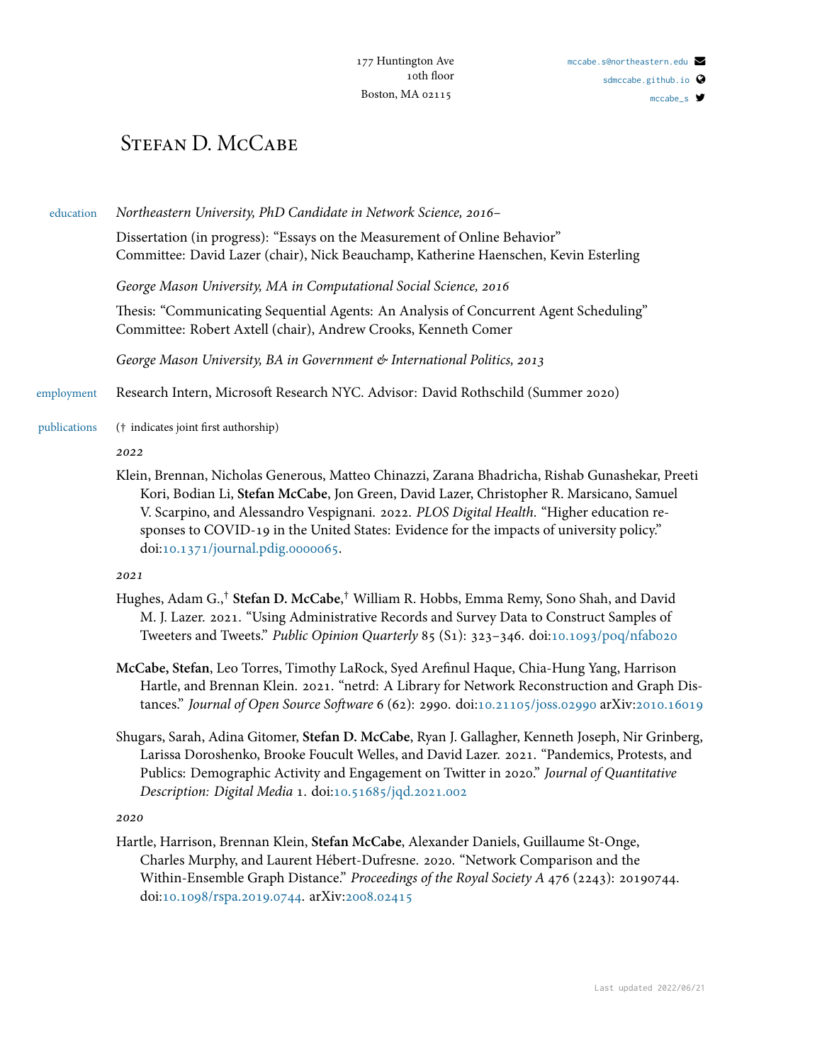177 Huntington Ave
10th floor
Boston, MA 02115

mccabe.s@northeastern.edu
sdmccabe.github.io
mccabe_s

# Stefan D. McCabe

## education

*Northeastern University, PhD Candidate in Network Science, 2016–*

Dissertation (in progress): "Essays on the Measurement of Online Behavior"
Committee: David Lazer (chair), Nick Beauchamp, Katherine Haenschen, Kevin Esterling

*George Mason University, MA in Computational Social Science, 2016*

Thesis: "Communicating Sequential Agents: An Analysis of Concurrent Agent Scheduling"
Committee: Robert Axtell (chair), Andrew Crooks, Kenneth Comer

*George Mason University, BA in Government & International Politics, 2013*

## employment

Research Intern, Microsoft Research NYC. Advisor: David Rothschild (Summer 2020)

## publications

(† indicates joint first authorship)

*2022*

Klein, Brennan, Nicholas Generous, Matteo Chinazzi, Zarana Bhadricha, Rishab Gunashekar, Preeti Kori, Bodian Li, **Stefan McCabe**, Jon Green, David Lazer, Christopher R. Marsicano, Samuel V. Scarpino, and Alessandro Vespignani. 2022. *PLOS Digital Health*. "Higher education responses to COVID-19 in the United States: Evidence for the impacts of university policy." doi:10.1371/journal.pdig.0000065.

*2021*

Hughes, Adam G.,† **Stefan D. McCabe**,† William R. Hobbs, Emma Remy, Sono Shah, and David M. J. Lazer. 2021. "Using Administrative Records and Survey Data to Construct Samples of Tweeters and Tweets." *Public Opinion Quarterly* 85 (S1): 323–346. doi:10.1093/poq/nfab020

**McCabe, Stefan**, Leo Torres, Timothy LaRock, Syed Arefinul Haque, Chia-Hung Yang, Harrison Hartle, and Brennan Klein. 2021. "netrd: A Library for Network Reconstruction and Graph Distances." *Journal of Open Source Software* 6 (62): 2990. doi:10.21105/joss.02990 arXiv:2010.16019

Shugars, Sarah, Adina Gitomer, **Stefan D. McCabe**, Ryan J. Gallagher, Kenneth Joseph, Nir Grinberg, Larissa Doroshenko, Brooke Foucult Welles, and David Lazer. 2021. "Pandemics, Protests, and Publics: Demographic Activity and Engagement on Twitter in 2020." *Journal of Quantitative Description: Digital Media* 1. doi:10.51685/jqd.2021.002

*2020*

Hartle, Harrison, Brennan Klein, **Stefan McCabe**, Alexander Daniels, Guillaume St-Onge, Charles Murphy, and Laurent Hébert-Dufresne. 2020. "Network Comparison and the Within-Ensemble Graph Distance." *Proceedings of the Royal Society A* 476 (2243): 20190744. doi:10.1098/rspa.2019.0744. arXiv:2008.02415

Last updated 2022/06/21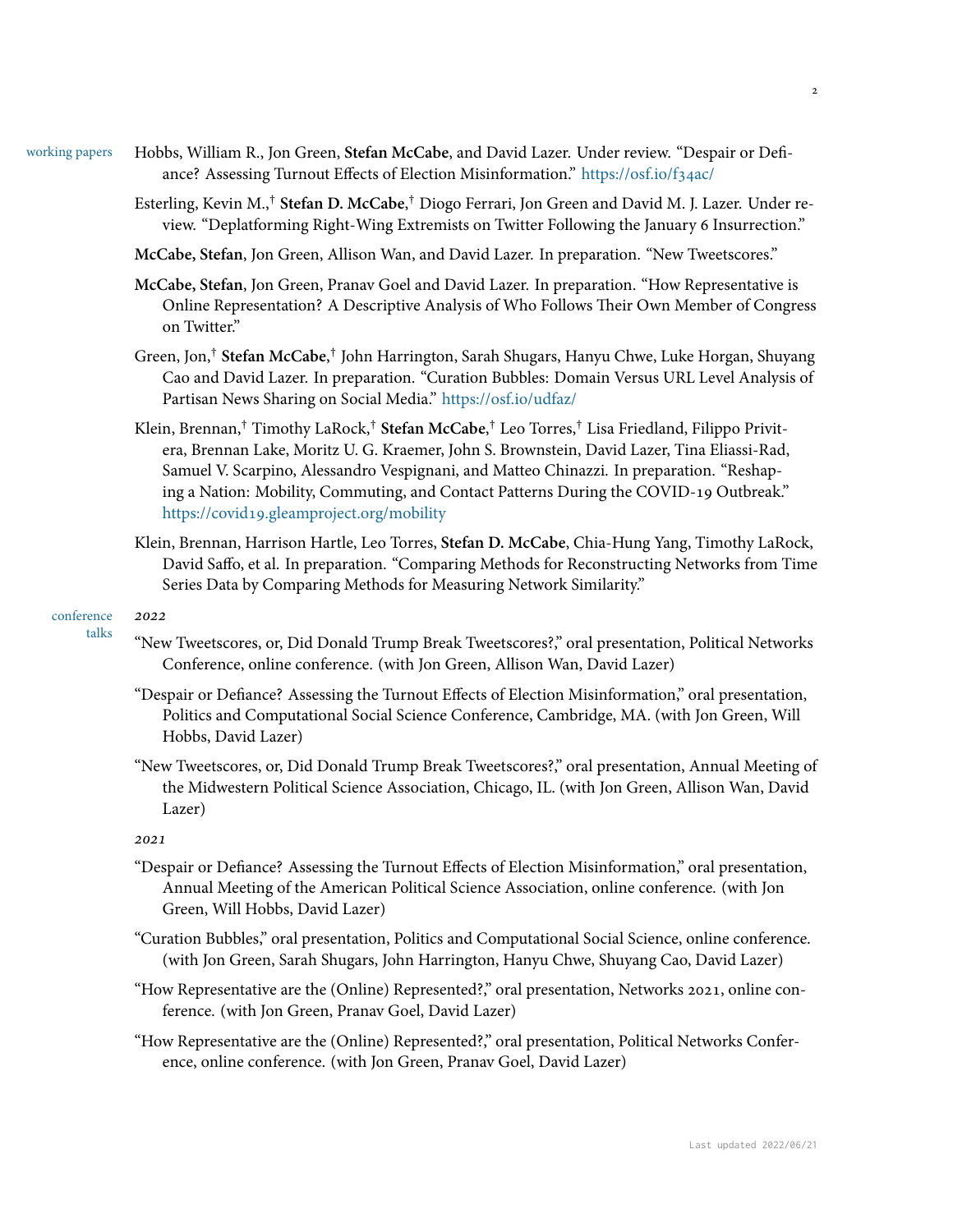## working papers

Hobbs, William R., Jon Green, **Stefan McCabe**, and David Lazer. Under review. "Despair or Defiance? Assessing Turnout Effects of Election Misinformation." https://osf.io/f34ac/

Esterling, Kevin M.,† **Stefan D. McCabe**,† Diogo Ferrari, Jon Green and David M. J. Lazer. Under review. "Deplatforming Right-Wing Extremists on Twitter Following the January 6 Insurrection."

**McCabe, Stefan**, Jon Green, Allison Wan, and David Lazer. In preparation. "New Tweetscores."

**McCabe, Stefan**, Jon Green, Pranav Goel and David Lazer. In preparation. "How Representative is Online Representation? A Descriptive Analysis of Who Follows Their Own Member of Congress on Twitter."

Green, Jon,† **Stefan McCabe**,† John Harrington, Sarah Shugars, Hanyu Chwe, Luke Horgan, Shuyang Cao and David Lazer. In preparation. "Curation Bubbles: Domain Versus URL Level Analysis of Partisan News Sharing on Social Media." https://osf.io/udfaz/

Klein, Brennan,† Timothy LaRock,† **Stefan McCabe**,† Leo Torres,† Lisa Friedland, Filippo Privitera, Brennan Lake, Moritz U. G. Kraemer, John S. Brownstein, David Lazer, Tina Eliassi-Rad, Samuel V. Scarpino, Alessandro Vespignani, and Matteo Chinazzi. In preparation. "Reshaping a Nation: Mobility, Commuting, and Contact Patterns During the COVID-19 Outbreak." https://covid19.gleamproject.org/mobility

Klein, Brennan, Harrison Hartle, Leo Torres, **Stefan D. McCabe**, Chia-Hung Yang, Timothy LaRock, David Saffo, et al. In preparation. "Comparing Methods for Reconstructing Networks from Time Series Data by Comparing Methods for Measuring Network Similarity."

## conference talks

*2022*

"New Tweetscores, or, Did Donald Trump Break Tweetscores?," oral presentation, Political Networks Conference, online conference. (with Jon Green, Allison Wan, David Lazer)

"Despair or Defiance? Assessing the Turnout Effects of Election Misinformation," oral presentation, Politics and Computational Social Science Conference, Cambridge, MA. (with Jon Green, Will Hobbs, David Lazer)

"New Tweetscores, or, Did Donald Trump Break Tweetscores?," oral presentation, Annual Meeting of the Midwestern Political Science Association, Chicago, IL. (with Jon Green, Allison Wan, David Lazer)

*2021*

"Despair or Defiance? Assessing the Turnout Effects of Election Misinformation," oral presentation, Annual Meeting of the American Political Science Association, online conference. (with Jon Green, Will Hobbs, David Lazer)

"Curation Bubbles," oral presentation, Politics and Computational Social Science, online conference. (with Jon Green, Sarah Shugars, John Harrington, Hanyu Chwe, Shuyang Cao, David Lazer)

"How Representative are the (Online) Represented?," oral presentation, Networks 2021, online conference. (with Jon Green, Pranav Goel, David Lazer)

"How Representative are the (Online) Represented?," oral presentation, Political Networks Conference, online conference. (with Jon Green, Pranav Goel, David Lazer)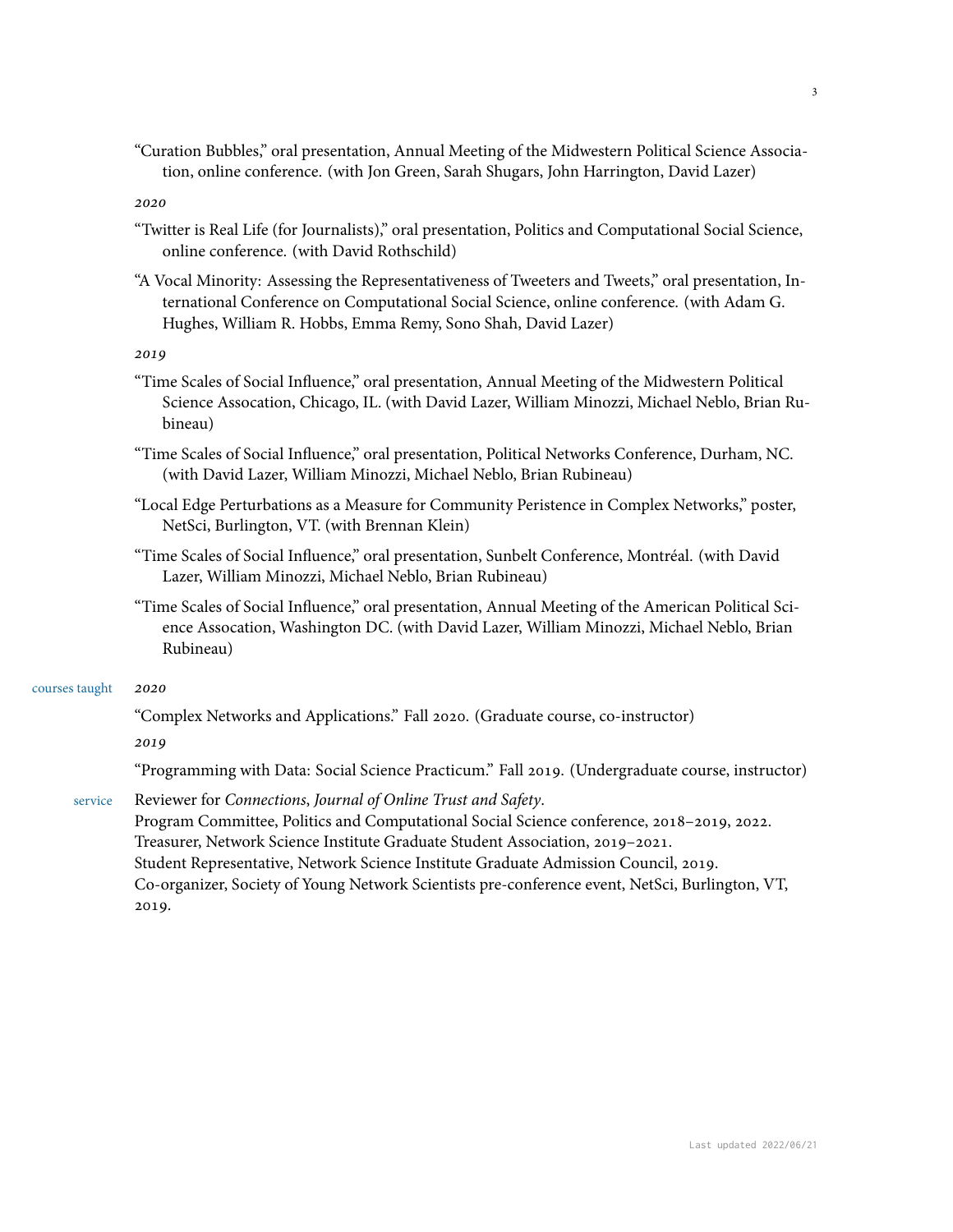"Curation Bubbles," oral presentation, Annual Meeting of the Midwestern Political Science Association, online conference. (with Jon Green, Sarah Shugars, John Harrington, David Lazer)

*2020*

"Twitter is Real Life (for Journalists)," oral presentation, Politics and Computational Social Science, online conference. (with David Rothschild)

"A Vocal Minority: Assessing the Representativeness of Tweeters and Tweets," oral presentation, International Conference on Computational Social Science, online conference. (with Adam G. Hughes, William R. Hobbs, Emma Remy, Sono Shah, David Lazer)

*2019*

"Time Scales of Social Influence," oral presentation, Annual Meeting of the Midwestern Political Science Assocation, Chicago, IL. (with David Lazer, William Minozzi, Michael Neblo, Brian Rubineau)

"Time Scales of Social Influence," oral presentation, Political Networks Conference, Durham, NC. (with David Lazer, William Minozzi, Michael Neblo, Brian Rubineau)

"Local Edge Perturbations as a Measure for Community Peristence in Complex Networks," poster, NetSci, Burlington, VT. (with Brennan Klein)

"Time Scales of Social Influence," oral presentation, Sunbelt Conference, Montréal. (with David Lazer, William Minozzi, Michael Neblo, Brian Rubineau)

"Time Scales of Social Influence," oral presentation, Annual Meeting of the American Political Science Assocation, Washington DC. (with David Lazer, William Minozzi, Michael Neblo, Brian Rubineau)

## courses taught

*2020*

"Complex Networks and Applications." Fall 2020. (Graduate course, co-instructor)

*2019*

"Programming with Data: Social Science Practicum." Fall 2019. (Undergraduate course, instructor)

## service

Reviewer for *Connections*, *Journal of Online Trust and Safety*.
Program Committee, Politics and Computational Social Science conference, 2018–2019, 2022.
Treasurer, Network Science Institute Graduate Student Association, 2019–2021.
Student Representative, Network Science Institute Graduate Admission Council, 2019.
Co-organizer, Society of Young Network Scientists pre-conference event, NetSci, Burlington, VT, 2019.

Last updated 2022/06/21